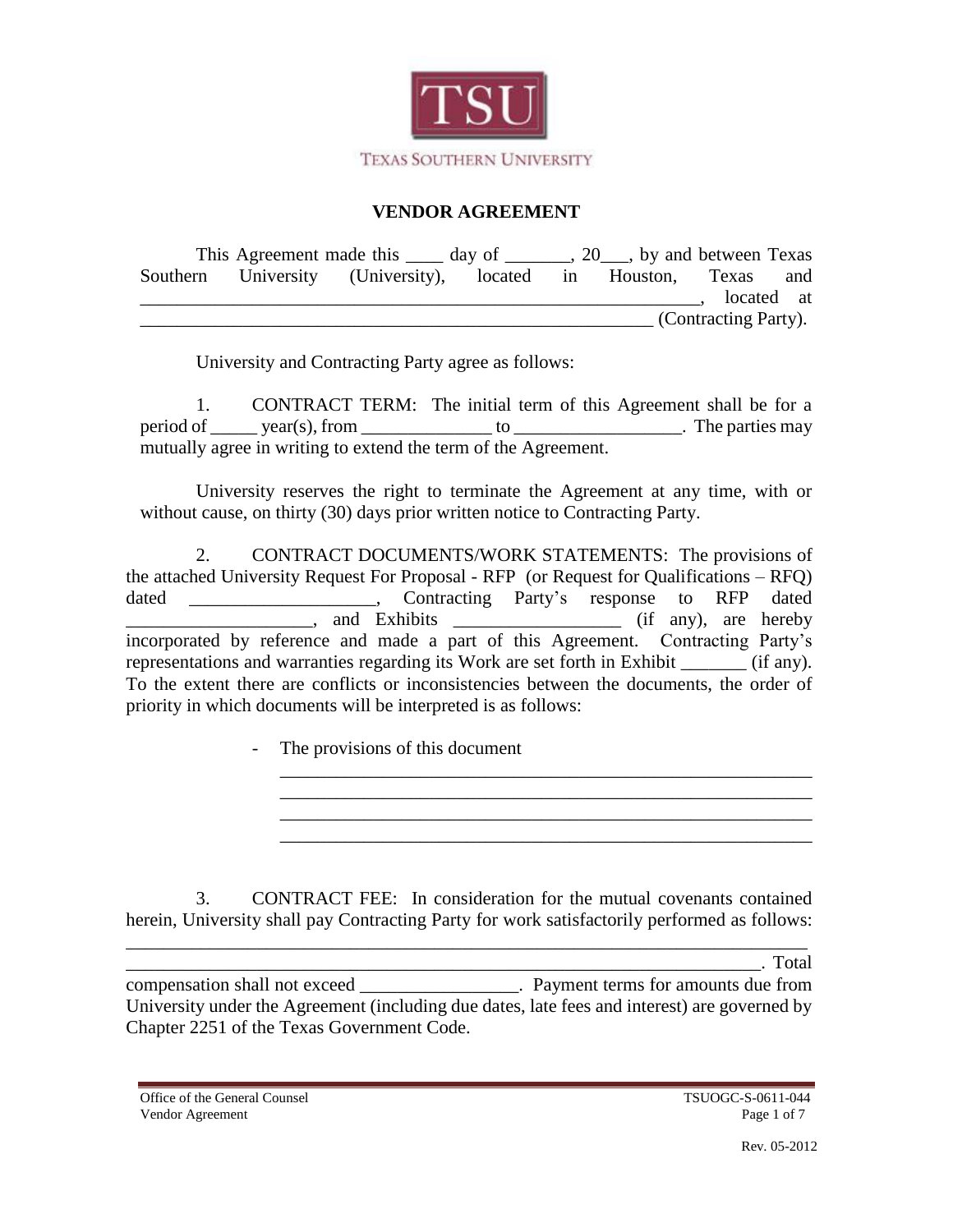TSU

TEXAS SOUTHERN UNIVERSITY

# VENDOR AGREEMENT

This Agreement made this ____ day of _______, 20___, by and between Texas Southern University (University), located in Houston, Texas and ______________________________________________________________, located at _________________________________________________________ (Contracting Party).

University and Contracting Party agree as follows:

1. CONTRACT TERM: The initial term of this Agreement shall be for a period of _____ year(s), from ______________ to _________________. The parties may mutually agree in writing to extend the term of the Agreement.

University reserves the right to terminate the Agreement at any time, with or without cause, on thirty (30) days prior written notice to Contracting Party.

2. CONTRACT DOCUMENTS/WORK STATEMENTS: The provisions of the attached University Request For Proposal - RFP (or Request for Qualifications – RFQ) dated ___________________, Contracting Party's response to RFP dated ___________________, and Exhibits _________________ (if any), are hereby incorporated by reference and made a part of this Agreement. Contracting Party's representations and warranties regarding its Work are set forth in Exhibit _______ (if any). To the extent there are conflicts or inconsistencies between the documents, the order of priority in which documents will be interpreted is as follows:

- The provisions of this document

  ____________________________________________________________

  ____________________________________________________________

  ____________________________________________________________

  ____________________________________________________________

3. CONTRACT FEE: In consideration for the mutual covenants contained herein, University shall pay Contracting Party for work satisfactorily performed as follows: ___________________________________________________________________________

___________________________________________________________________________. Total compensation shall not exceed ________________. Payment terms for amounts due from University under the Agreement (including due dates, late fees and interest) are governed by Chapter 2251 of the Texas Government Code.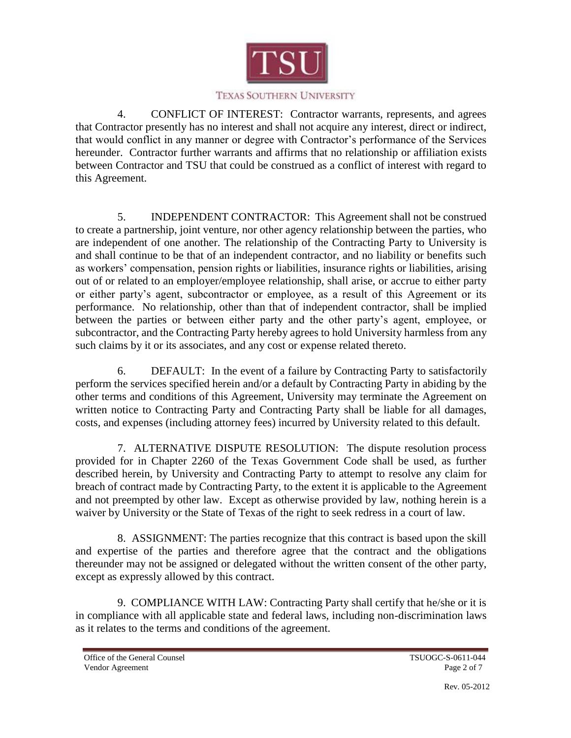4. CONFLICT OF INTEREST: Contractor warrants, represents, and agrees that Contractor presently has no interest and shall not acquire any interest, direct or indirect, that would conflict in any manner or degree with Contractor's performance of the Services hereunder. Contractor further warrants and affirms that no relationship or affiliation exists between Contractor and TSU that could be construed as a conflict of interest with regard to this Agreement.

5. INDEPENDENT CONTRACTOR: This Agreement shall not be construed to create a partnership, joint venture, nor other agency relationship between the parties, who are independent of one another. The relationship of the Contracting Party to University is and shall continue to be that of an independent contractor, and no liability or benefits such as workers' compensation, pension rights or liabilities, insurance rights or liabilities, arising out of or related to an employer/employee relationship, shall arise, or accrue to either party or either party's agent, subcontractor or employee, as a result of this Agreement or its performance. No relationship, other than that of independent contractor, shall be implied between the parties or between either party and the other party's agent, employee, or subcontractor, and the Contracting Party hereby agrees to hold University harmless from any such claims by it or its associates, and any cost or expense related thereto.

6. DEFAULT: In the event of a failure by Contracting Party to satisfactorily perform the services specified herein and/or a default by Contracting Party in abiding by the other terms and conditions of this Agreement, University may terminate the Agreement on written notice to Contracting Party and Contracting Party shall be liable for all damages, costs, and expenses (including attorney fees) incurred by University related to this default.

7. ALTERNATIVE DISPUTE RESOLUTION: The dispute resolution process provided for in Chapter 2260 of the Texas Government Code shall be used, as further described herein, by University and Contracting Party to attempt to resolve any claim for breach of contract made by Contracting Party, to the extent it is applicable to the Agreement and not preempted by other law. Except as otherwise provided by law, nothing herein is a waiver by University or the State of Texas of the right to seek redress in a court of law.

8. ASSIGNMENT: The parties recognize that this contract is based upon the skill and expertise of the parties and therefore agree that the contract and the obligations thereunder may not be assigned or delegated without the written consent of the other party, except as expressly allowed by this contract.

9. COMPLIANCE WITH LAW: Contracting Party shall certify that he/she or it is in compliance with all applicable state and federal laws, including non-discrimination laws as it relates to the terms and conditions of the agreement.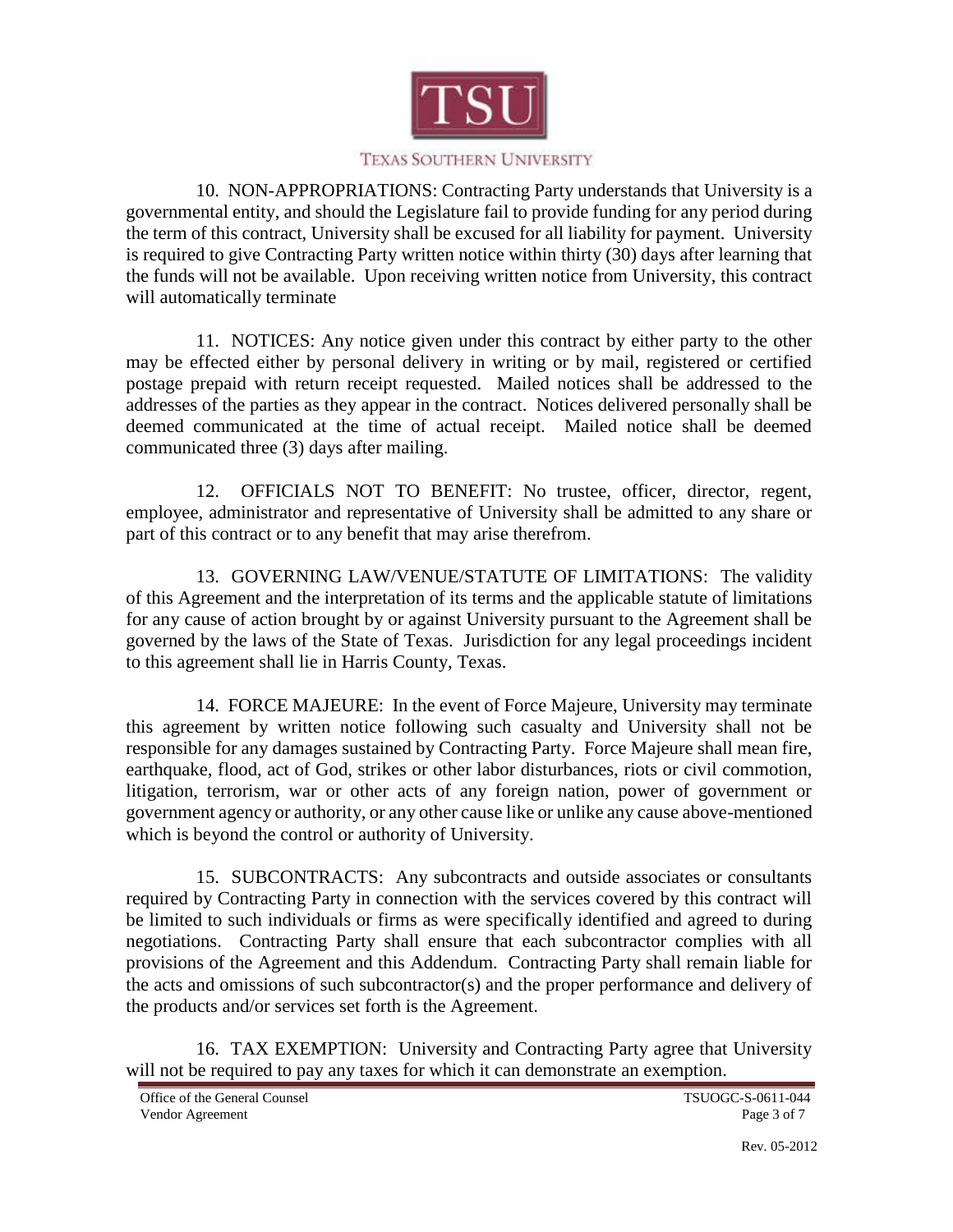10. NON-APPROPRIATIONS: Contracting Party understands that University is a governmental entity, and should the Legislature fail to provide funding for any period during the term of this contract, University shall be excused for all liability for payment. University is required to give Contracting Party written notice within thirty (30) days after learning that the funds will not be available. Upon receiving written notice from University, this contract will automatically terminate

11. NOTICES: Any notice given under this contract by either party to the other may be effected either by personal delivery in writing or by mail, registered or certified postage prepaid with return receipt requested. Mailed notices shall be addressed to the addresses of the parties as they appear in the contract. Notices delivered personally shall be deemed communicated at the time of actual receipt. Mailed notice shall be deemed communicated three (3) days after mailing.

12. OFFICIALS NOT TO BENEFIT: No trustee, officer, director, regent, employee, administrator and representative of University shall be admitted to any share or part of this contract or to any benefit that may arise therefrom.

13. GOVERNING LAW/VENUE/STATUTE OF LIMITATIONS: The validity of this Agreement and the interpretation of its terms and the applicable statute of limitations for any cause of action brought by or against University pursuant to the Agreement shall be governed by the laws of the State of Texas. Jurisdiction for any legal proceedings incident to this agreement shall lie in Harris County, Texas.

14. FORCE MAJEURE: In the event of Force Majeure, University may terminate this agreement by written notice following such casualty and University shall not be responsible for any damages sustained by Contracting Party. Force Majeure shall mean fire, earthquake, flood, act of God, strikes or other labor disturbances, riots or civil commotion, litigation, terrorism, war or other acts of any foreign nation, power of government or government agency or authority, or any other cause like or unlike any cause above-mentioned which is beyond the control or authority of University.

15. SUBCONTRACTS: Any subcontracts and outside associates or consultants required by Contracting Party in connection with the services covered by this contract will be limited to such individuals or firms as were specifically identified and agreed to during negotiations. Contracting Party shall ensure that each subcontractor complies with all provisions of the Agreement and this Addendum. Contracting Party shall remain liable for the acts and omissions of such subcontractor(s) and the proper performance and delivery of the products and/or services set forth is the Agreement.

16. TAX EXEMPTION: University and Contracting Party agree that University will not be required to pay any taxes for which it can demonstrate an exemption.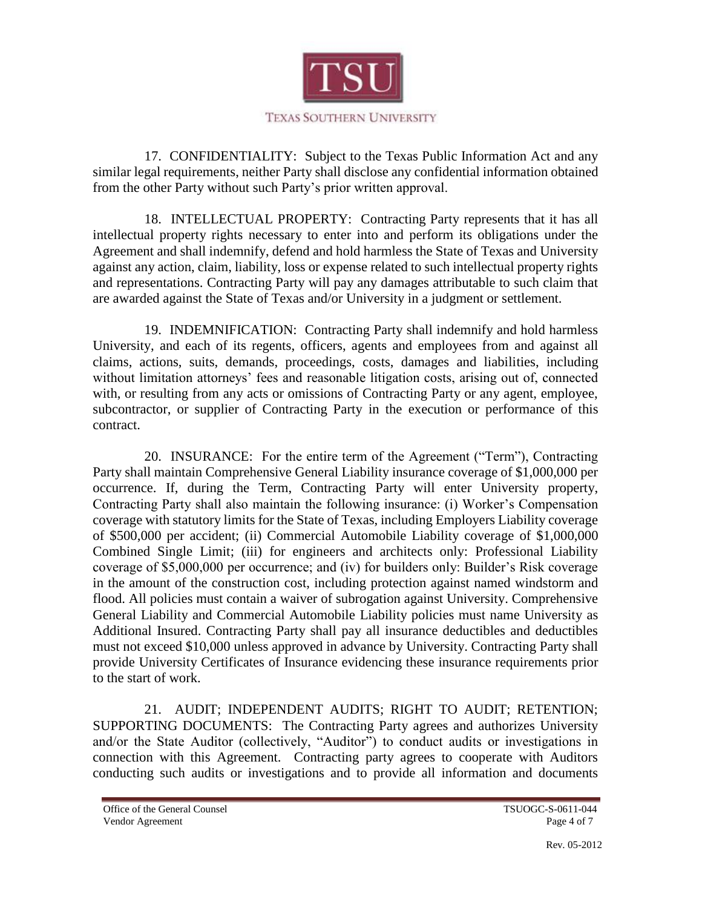17. CONFIDENTIALITY: Subject to the Texas Public Information Act and any similar legal requirements, neither Party shall disclose any confidential information obtained from the other Party without such Party's prior written approval.

18. INTELLECTUAL PROPERTY: Contracting Party represents that it has all intellectual property rights necessary to enter into and perform its obligations under the Agreement and shall indemnify, defend and hold harmless the State of Texas and University against any action, claim, liability, loss or expense related to such intellectual property rights and representations. Contracting Party will pay any damages attributable to such claim that are awarded against the State of Texas and/or University in a judgment or settlement.

19. INDEMNIFICATION: Contracting Party shall indemnify and hold harmless University, and each of its regents, officers, agents and employees from and against all claims, actions, suits, demands, proceedings, costs, damages and liabilities, including without limitation attorneys' fees and reasonable litigation costs, arising out of, connected with, or resulting from any acts or omissions of Contracting Party or any agent, employee, subcontractor, or supplier of Contracting Party in the execution or performance of this contract.

20. INSURANCE: For the entire term of the Agreement ("Term"), Contracting Party shall maintain Comprehensive General Liability insurance coverage of $1,000,000 per occurrence. If, during the Term, Contracting Party will enter University property, Contracting Party shall also maintain the following insurance: (i) Worker's Compensation coverage with statutory limits for the State of Texas, including Employers Liability coverage of $500,000 per accident; (ii) Commercial Automobile Liability coverage of $1,000,000 Combined Single Limit; (iii) for engineers and architects only: Professional Liability coverage of $5,000,000 per occurrence; and (iv) for builders only: Builder's Risk coverage in the amount of the construction cost, including protection against named windstorm and flood. All policies must contain a waiver of subrogation against University. Comprehensive General Liability and Commercial Automobile Liability policies must name University as Additional Insured. Contracting Party shall pay all insurance deductibles and deductibles must not exceed $10,000 unless approved in advance by University. Contracting Party shall provide University Certificates of Insurance evidencing these insurance requirements prior to the start of work.

21. AUDIT; INDEPENDENT AUDITS; RIGHT TO AUDIT; RETENTION; SUPPORTING DOCUMENTS: The Contracting Party agrees and authorizes University and/or the State Auditor (collectively, "Auditor") to conduct audits or investigations in connection with this Agreement. Contracting party agrees to cooperate with Auditors conducting such audits or investigations and to provide all information and documents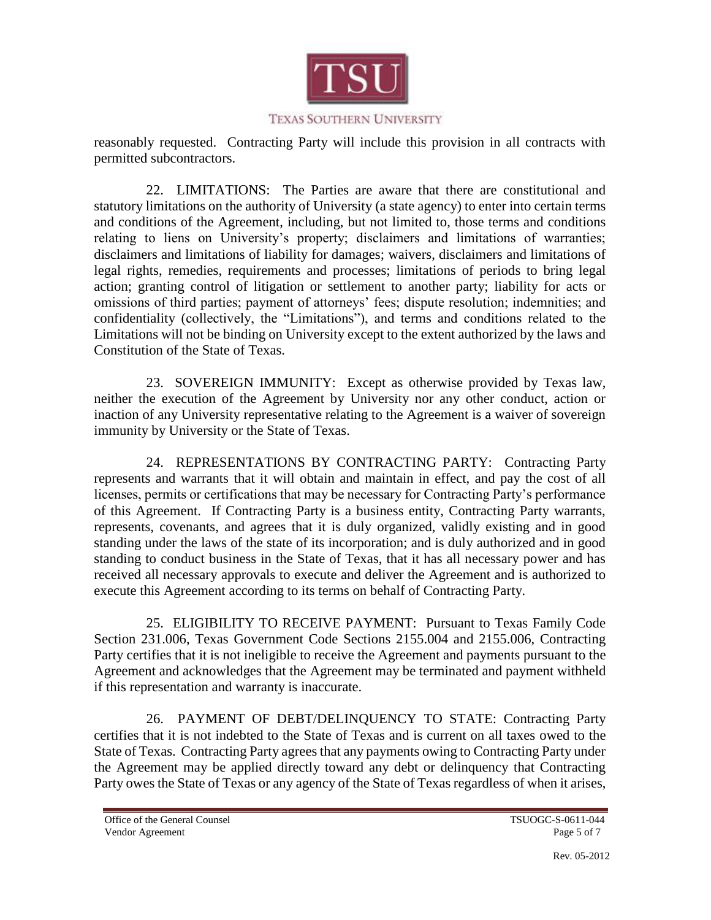reasonably requested. Contracting Party will include this provision in all contracts with permitted subcontractors.

22. LIMITATIONS: The Parties are aware that there are constitutional and statutory limitations on the authority of University (a state agency) to enter into certain terms and conditions of the Agreement, including, but not limited to, those terms and conditions relating to liens on University's property; disclaimers and limitations of warranties; disclaimers and limitations of liability for damages; waivers, disclaimers and limitations of legal rights, remedies, requirements and processes; limitations of periods to bring legal action; granting control of litigation or settlement to another party; liability for acts or omissions of third parties; payment of attorneys' fees; dispute resolution; indemnities; and confidentiality (collectively, the "Limitations"), and terms and conditions related to the Limitations will not be binding on University except to the extent authorized by the laws and Constitution of the State of Texas.

23. SOVEREIGN IMMUNITY: Except as otherwise provided by Texas law, neither the execution of the Agreement by University nor any other conduct, action or inaction of any University representative relating to the Agreement is a waiver of sovereign immunity by University or the State of Texas.

24. REPRESENTATIONS BY CONTRACTING PARTY: Contracting Party represents and warrants that it will obtain and maintain in effect, and pay the cost of all licenses, permits or certifications that may be necessary for Contracting Party's performance of this Agreement. If Contracting Party is a business entity, Contracting Party warrants, represents, covenants, and agrees that it is duly organized, validly existing and in good standing under the laws of the state of its incorporation; and is duly authorized and in good standing to conduct business in the State of Texas, that it has all necessary power and has received all necessary approvals to execute and deliver the Agreement and is authorized to execute this Agreement according to its terms on behalf of Contracting Party.

25. ELIGIBILITY TO RECEIVE PAYMENT: Pursuant to Texas Family Code Section 231.006, Texas Government Code Sections 2155.004 and 2155.006, Contracting Party certifies that it is not ineligible to receive the Agreement and payments pursuant to the Agreement and acknowledges that the Agreement may be terminated and payment withheld if this representation and warranty is inaccurate.

26. PAYMENT OF DEBT/DELINQUENCY TO STATE: Contracting Party certifies that it is not indebted to the State of Texas and is current on all taxes owed to the State of Texas. Contracting Party agrees that any payments owing to Contracting Party under the Agreement may be applied directly toward any debt or delinquency that Contracting Party owes the State of Texas or any agency of the State of Texas regardless of when it arises,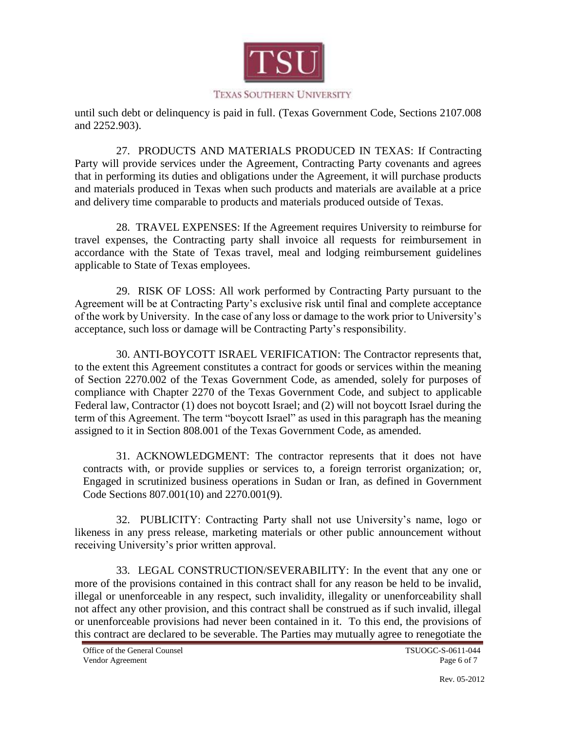until such debt or delinquency is paid in full. (Texas Government Code, Sections 2107.008 and 2252.903).

27. PRODUCTS AND MATERIALS PRODUCED IN TEXAS: If Contracting Party will provide services under the Agreement, Contracting Party covenants and agrees that in performing its duties and obligations under the Agreement, it will purchase products and materials produced in Texas when such products and materials are available at a price and delivery time comparable to products and materials produced outside of Texas.

28. TRAVEL EXPENSES: If the Agreement requires University to reimburse for travel expenses, the Contracting party shall invoice all requests for reimbursement in accordance with the State of Texas travel, meal and lodging reimbursement guidelines applicable to State of Texas employees.

29. RISK OF LOSS: All work performed by Contracting Party pursuant to the Agreement will be at Contracting Party's exclusive risk until final and complete acceptance of the work by University. In the case of any loss or damage to the work prior to University's acceptance, such loss or damage will be Contracting Party's responsibility.

30. ANTI-BOYCOTT ISRAEL VERIFICATION: The Contractor represents that, to the extent this Agreement constitutes a contract for goods or services within the meaning of Section 2270.002 of the Texas Government Code, as amended, solely for purposes of compliance with Chapter 2270 of the Texas Government Code, and subject to applicable Federal law, Contractor (1) does not boycott Israel; and (2) will not boycott Israel during the term of this Agreement. The term "boycott Israel" as used in this paragraph has the meaning assigned to it in Section 808.001 of the Texas Government Code, as amended.

31. ACKNOWLEDGMENT: The contractor represents that it does not have contracts with, or provide supplies or services to, a foreign terrorist organization; or, Engaged in scrutinized business operations in Sudan or Iran, as defined in Government Code Sections 807.001(10) and 2270.001(9).

32. PUBLICITY: Contracting Party shall not use University's name, logo or likeness in any press release, marketing materials or other public announcement without receiving University's prior written approval.

33. LEGAL CONSTRUCTION/SEVERABILITY: In the event that any one or more of the provisions contained in this contract shall for any reason be held to be invalid, illegal or unenforceable in any respect, such invalidity, illegality or unenforceability shall not affect any other provision, and this contract shall be construed as if such invalid, illegal or unenforceable provisions had never been contained in it. To this end, the provisions of this contract are declared to be severable. The Parties may mutually agree to renegotiate the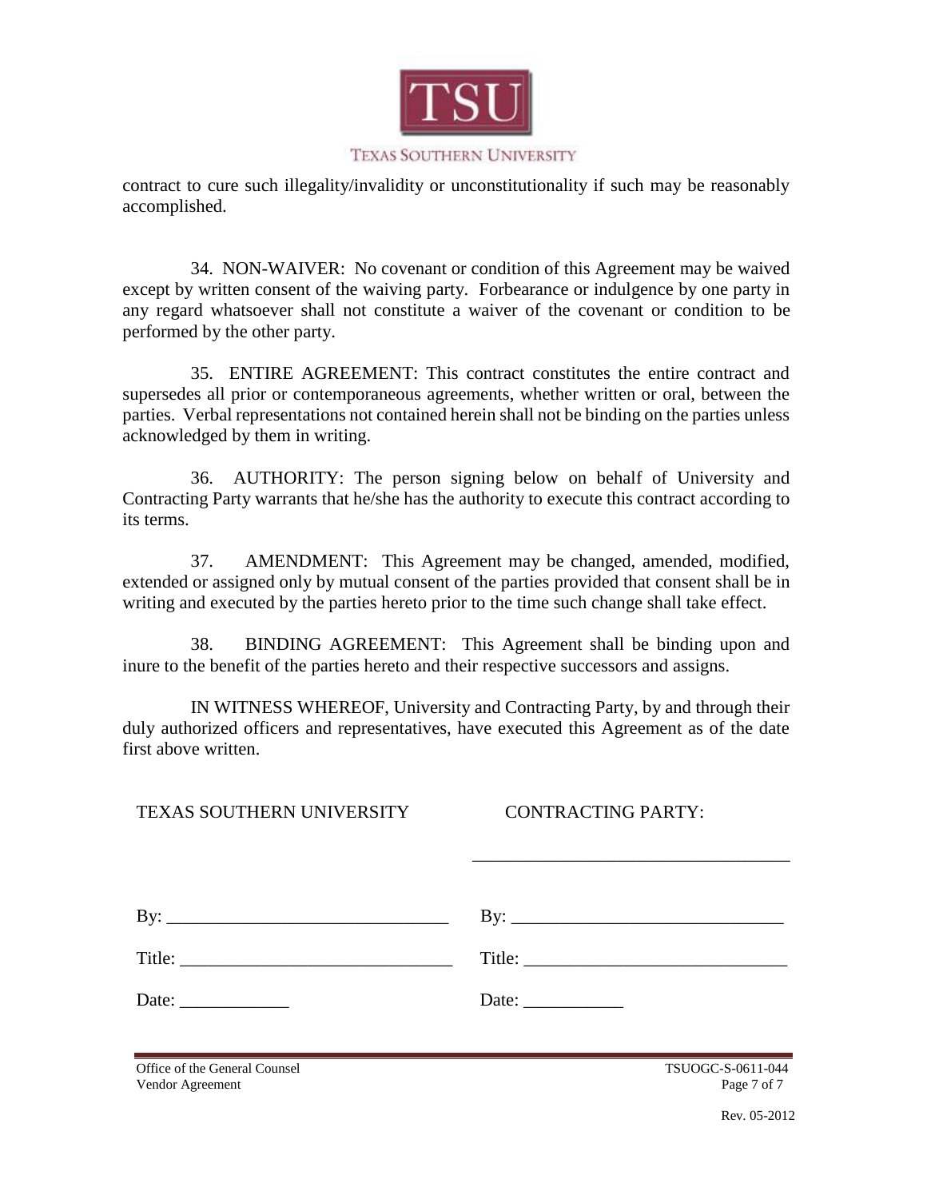contract to cure such illegality/invalidity or unconstitutionality if such may be reasonably accomplished.

34. NON-WAIVER: No covenant or condition of this Agreement may be waived except by written consent of the waiving party. Forbearance or indulgence by one party in any regard whatsoever shall not constitute a waiver of the covenant or condition to be performed by the other party.

35. ENTIRE AGREEMENT: This contract constitutes the entire contract and supersedes all prior or contemporaneous agreements, whether written or oral, between the parties. Verbal representations not contained herein shall not be binding on the parties unless acknowledged by them in writing.

36. AUTHORITY: The person signing below on behalf of University and Contracting Party warrants that he/she has the authority to execute this contract according to its terms.

37. AMENDMENT: This Agreement may be changed, amended, modified, extended or assigned only by mutual consent of the parties provided that consent shall be in writing and executed by the parties hereto prior to the time such change shall take effect.

38. BINDING AGREEMENT: This Agreement shall be binding upon and inure to the benefit of the parties hereto and their respective successors and assigns.

IN WITNESS WHEREOF, University and Contracting Party, by and through their duly authorized officers and representatives, have executed this Agreement as of the date first above written.

| | |
|---|---|
| TEXAS SOUTHERN UNIVERSITY | CONTRACTING PARTY: |
| | ________________________________ |
| By: ____________________________ | By: ____________________________ |
| Title: __________________________ | Title: __________________________ |
| Date: ___________ | Date: ___________ |

Office of the General Counsel
Vendor Agreement

TSUOGC-S-0611-044

Rev. 05-2012